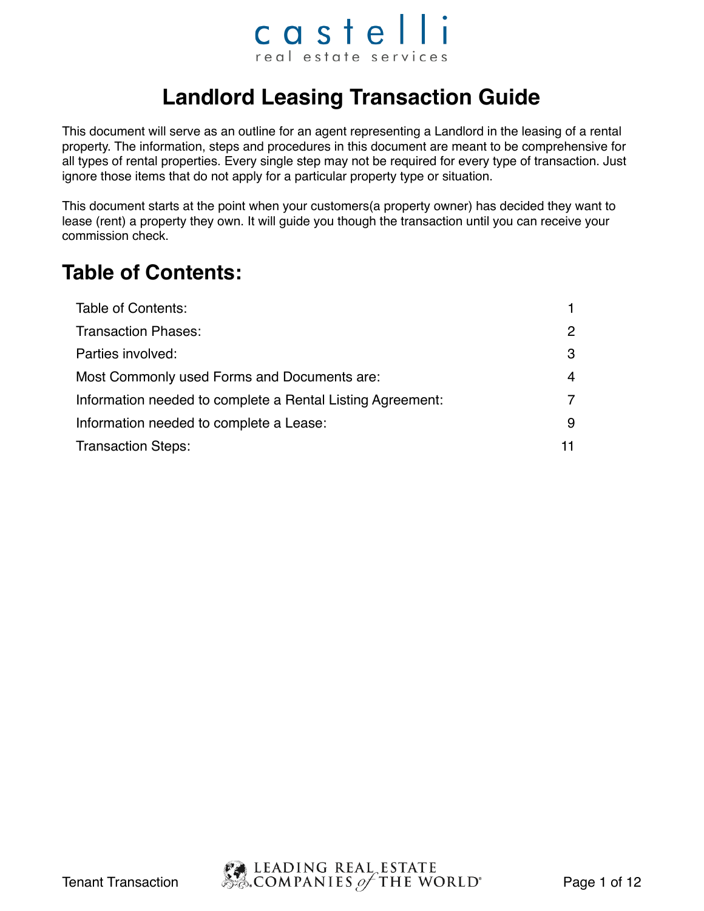castelli
real estate services

# Landlord Leasing Transaction Guide

This document will serve as an outline for an agent representing a Landlord in the leasing of a rental property. The information, steps and procedures in this document are meant to be comprehensive for all types of rental properties. Every single step may not be required for every type of transaction. Just ignore those items that do not apply for a particular property type or situation.

This document starts at the point when your customers(a property owner) has decided they want to lease (rent) a property they own. It will guide you though the transaction until you can receive your commission check.

## Table of Contents:

| | |
|---|---|
| Table of Contents: | 1 |
| Transaction Phases: | 2 |
| Parties involved: | 3 |
| Most Commonly used Forms and Documents are: | 4 |
| Information needed to complete a Rental Listing Agreement: | 7 |
| Information needed to complete a Lease: | 9 |
| Transaction Steps: | 11 |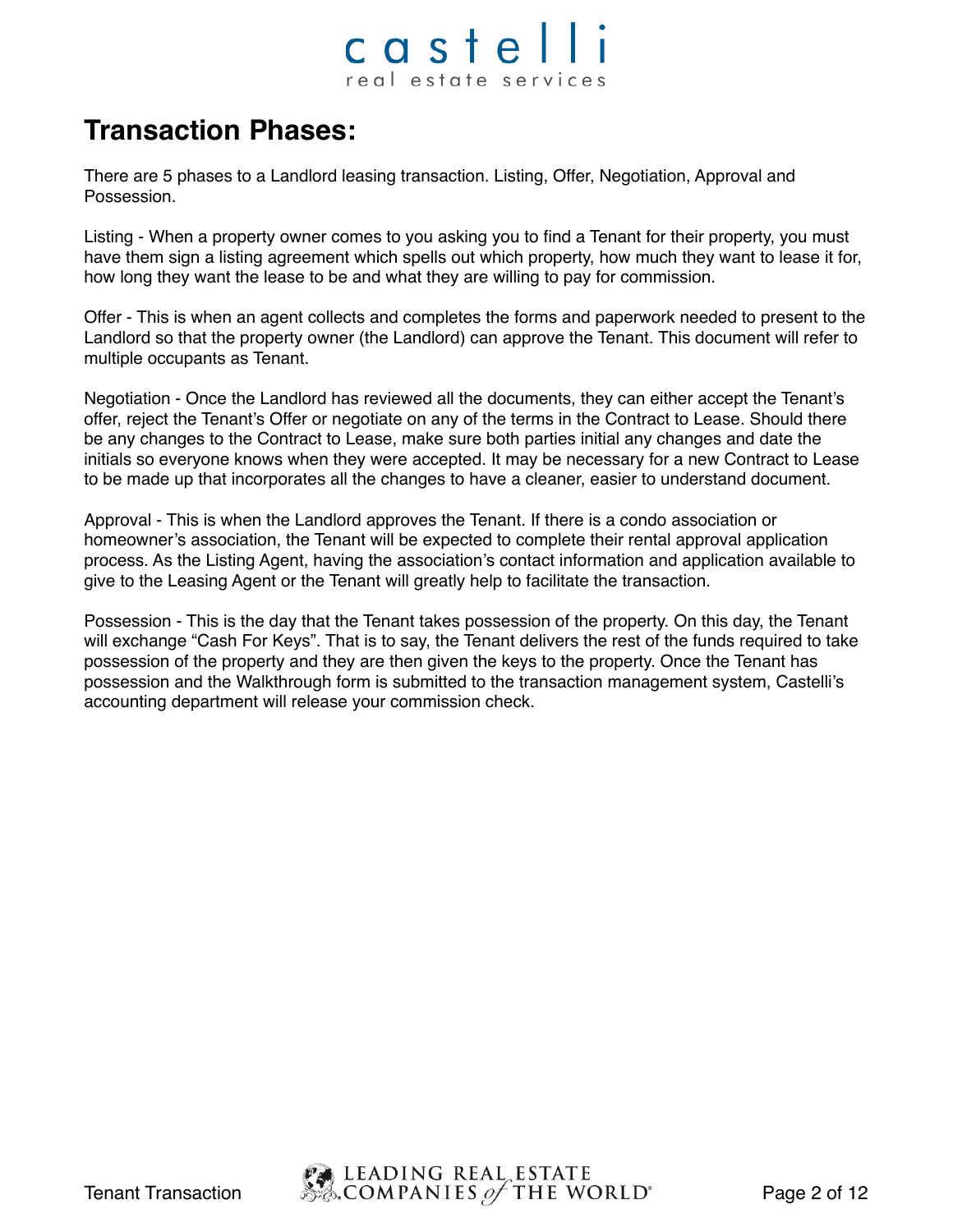# Transaction Phases:

There are 5 phases to a Landlord leasing transaction. Listing, Offer, Negotiation, Approval and Possession.

Listing - When a property owner comes to you asking you to find a Tenant for their property, you must have them sign a listing agreement which spells out which property, how much they want to lease it for, how long they want the lease to be and what they are willing to pay for commission.

Offer - This is when an agent collects and completes the forms and paperwork needed to present to the Landlord so that the property owner (the Landlord) can approve the Tenant. This document will refer to multiple occupants as Tenant.

Negotiation - Once the Landlord has reviewed all the documents, they can either accept the Tenant's offer, reject the Tenant's Offer or negotiate on any of the terms in the Contract to Lease. Should there be any changes to the Contract to Lease, make sure both parties initial any changes and date the initials so everyone knows when they were accepted. It may be necessary for a new Contract to Lease to be made up that incorporates all the changes to have a cleaner, easier to understand document.

Approval - This is when the Landlord approves the Tenant. If there is a condo association or homeowner's association, the Tenant will be expected to complete their rental approval application process. As the Listing Agent, having the association's contact information and application available to give to the Leasing Agent or the Tenant will greatly help to facilitate the transaction.

Possession - This is the day that the Tenant takes possession of the property. On this day, the Tenant will exchange "Cash For Keys". That is to say, the Tenant delivers the rest of the funds required to take possession of the property and they are then given the keys to the property. Once the Tenant has possession and the Walkthrough form is submitted to the transaction management system, Castelli's accounting department will release your commission check.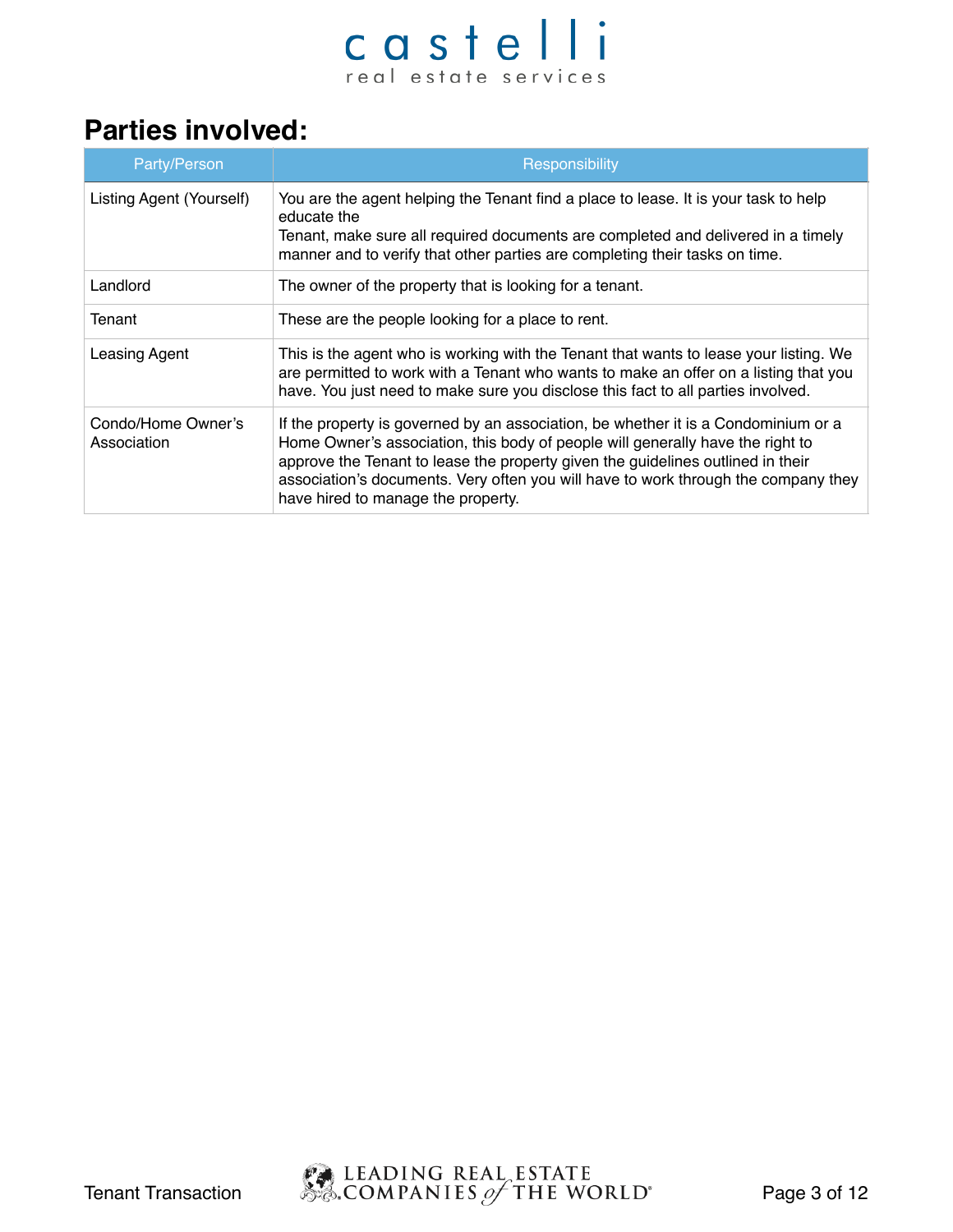## Parties involved:

| Party/Person | Responsibility |
|---|---|
| Listing Agent (Yourself) | You are the agent helping the Tenant find a place to lease. It is your task to help educate the Tenant, make sure all required documents are completed and delivered in a timely manner and to verify that other parties are completing their tasks on time. |
| Landlord | The owner of the property that is looking for a tenant. |
| Tenant | These are the people looking for a place to rent. |
| Leasing Agent | This is the agent who is working with the Tenant that wants to lease your listing. We are permitted to work with a Tenant who wants to make an offer on a listing that you have. You just need to make sure you disclose this fact to all parties involved. |
| Condo/Home Owner's Association | If the property is governed by an association, be whether it is a Condominium or a Home Owner's association, this body of people will generally have the right to approve the Tenant to lease the property given the guidelines outlined in their association's documents. Very often you will have to work through the company they have hired to manage the property. |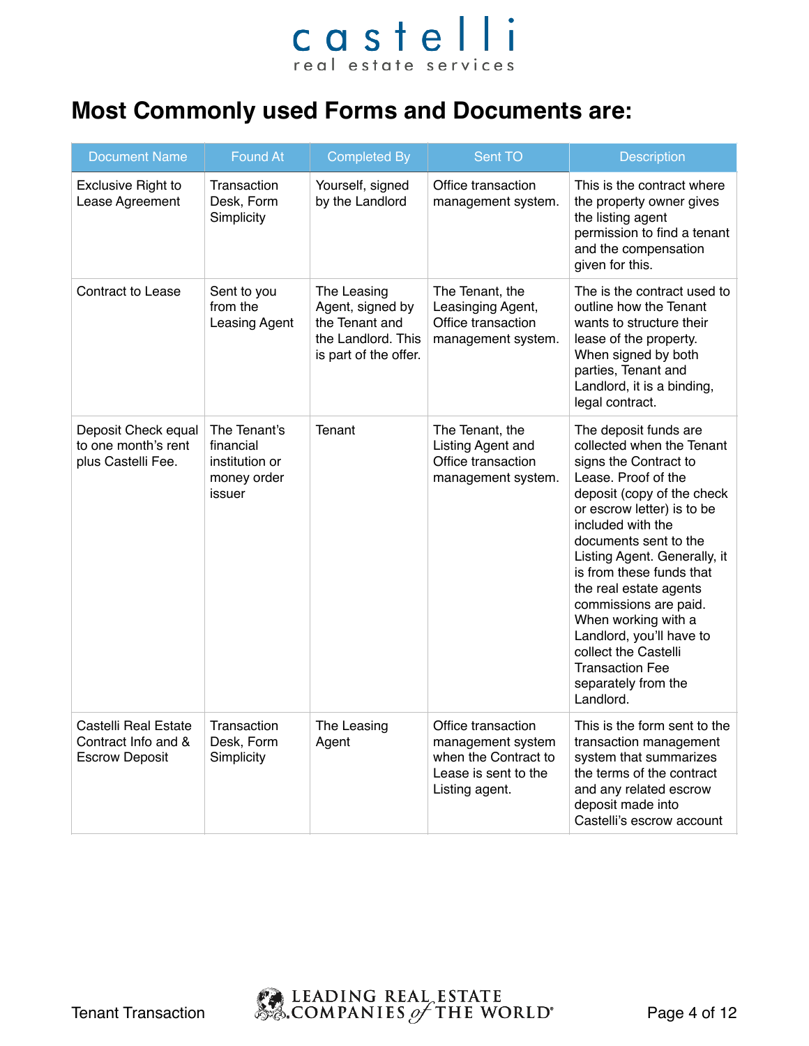# Most Commonly used Forms and Documents are:

| Document Name | Found At | Completed By | Sent TO | Description |
|---|---|---|---|---|
| Exclusive Right to Lease Agreement | Transaction Desk, Form Simplicity | Yourself, signed by the Landlord | Office transaction management system. | This is the contract where the property owner gives the listing agent permission to find a tenant and the compensation given for this. |
| Contract to Lease | Sent to you from the Leasing Agent | The Leasing Agent, signed by the Tenant and the Landlord. This is part of the offer. | The Tenant, the Leasinging Agent, Office transaction management system. | The is the contract used to outline how the Tenant wants to structure their lease of the property. When signed by both parties, Tenant and Landlord, it is a binding, legal contract. |
| Deposit Check equal to one month's rent plus Castelli Fee. | The Tenant's financial institution or money order issuer | Tenant | The Tenant, the Listing Agent and Office transaction management system. | The deposit funds are collected when the Tenant signs the Contract to Lease. Proof of the deposit (copy of the check or escrow letter) is to be included with the documents sent to the Listing Agent. Generally, it is from these funds that the real estate agents commissions are paid. When working with a Landlord, you'll have to collect the Castelli Transaction Fee separately from the Landlord. |
| Castelli Real Estate Contract Info and & Escrow Deposit | Transaction Desk, Form Simplicity | The Leasing Agent | Office transaction management system when the Contract to Lease is sent to the Listing agent. | This is the form sent to the transaction management system that summarizes the terms of the contract and any related escrow deposit made into Castelli's escrow account |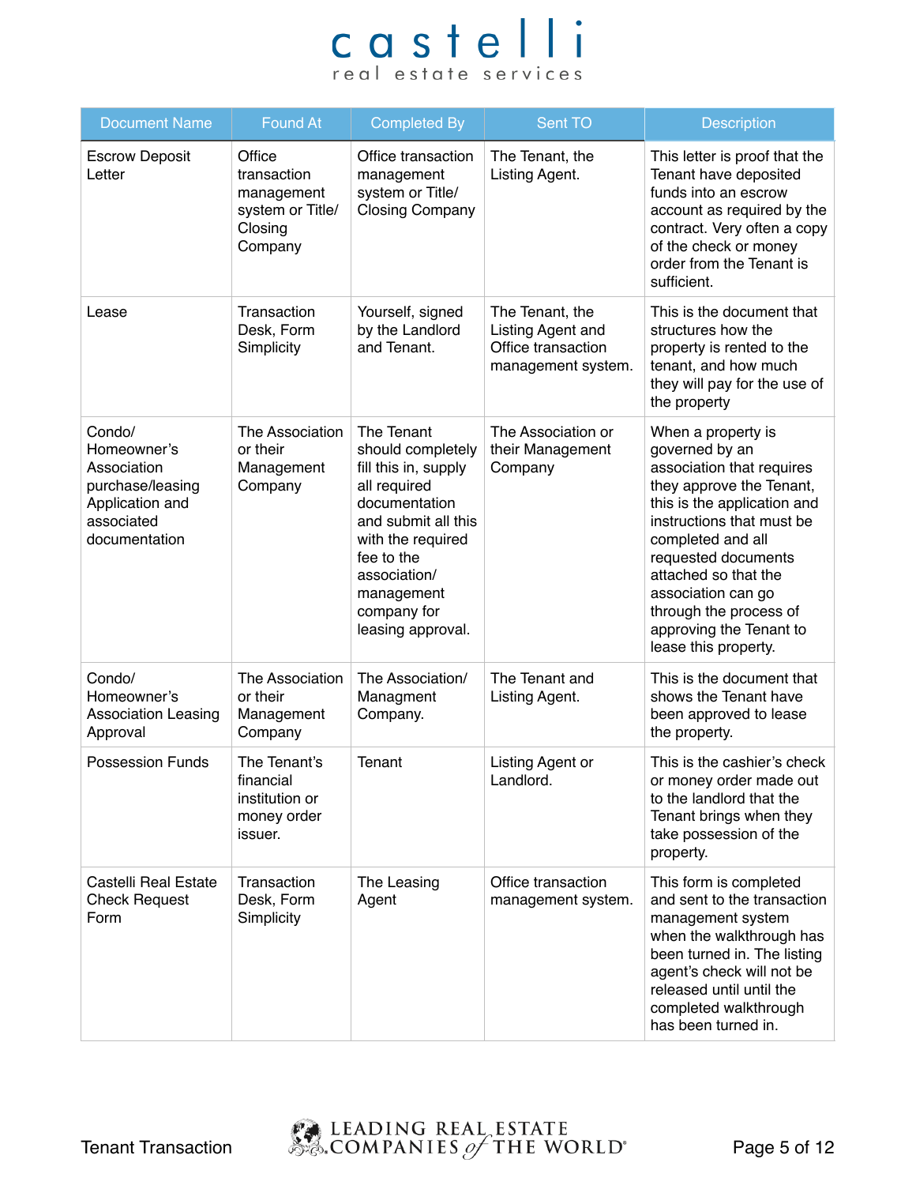| Document Name | Found At | Completed By | Sent TO | Description |
|---|---|---|---|---|
| Escrow Deposit Letter | Office transaction management system or Title/ Closing Company | Office transaction management system or Title/ Closing Company | The Tenant, the Listing Agent. | This letter is proof that the Tenant have deposited funds into an escrow account as required by the contract. Very often a copy of the check or money order from the Tenant is sufficient. |
| Lease | Transaction Desk, Form Simplicity | Yourself, signed by the Landlord and Tenant. | The Tenant, the Listing Agent and Office transaction management system. | This is the document that structures how the property is rented to the tenant, and how much they will pay for the use of the property |
| Condo/ Homeowner's Association purchase/leasing Application and associated documentation | The Association or their Management Company | The Tenant should completely fill this in, supply all required documentation and submit all this with the required fee to the association/ management company for leasing approval. | The Association or their Management Company | When a property is governed by an association that requires they approve the Tenant, this is the application and instructions that must be completed and all requested documents attached so that the association can go through the process of approving the Tenant to lease this property. |
| Condo/ Homeowner's Association Leasing Approval | The Association or their Management Company | The Association/ Managment Company. | The Tenant and Listing Agent. | This is the document that shows the Tenant have been approved to lease the property. |
| Possession Funds | The Tenant's financial institution or money order issuer. | Tenant | Listing Agent or Landlord. | This is the cashier's check or money order made out to the landlord that the Tenant brings when they take possession of the property. |
| Castelli Real Estate Check Request Form | Transaction Desk, Form Simplicity | The Leasing Agent | Office transaction management system. | This form is completed and sent to the transaction management system when the walkthrough has been turned in. The listing agent's check will not be released until until the completed walkthrough has been turned in. |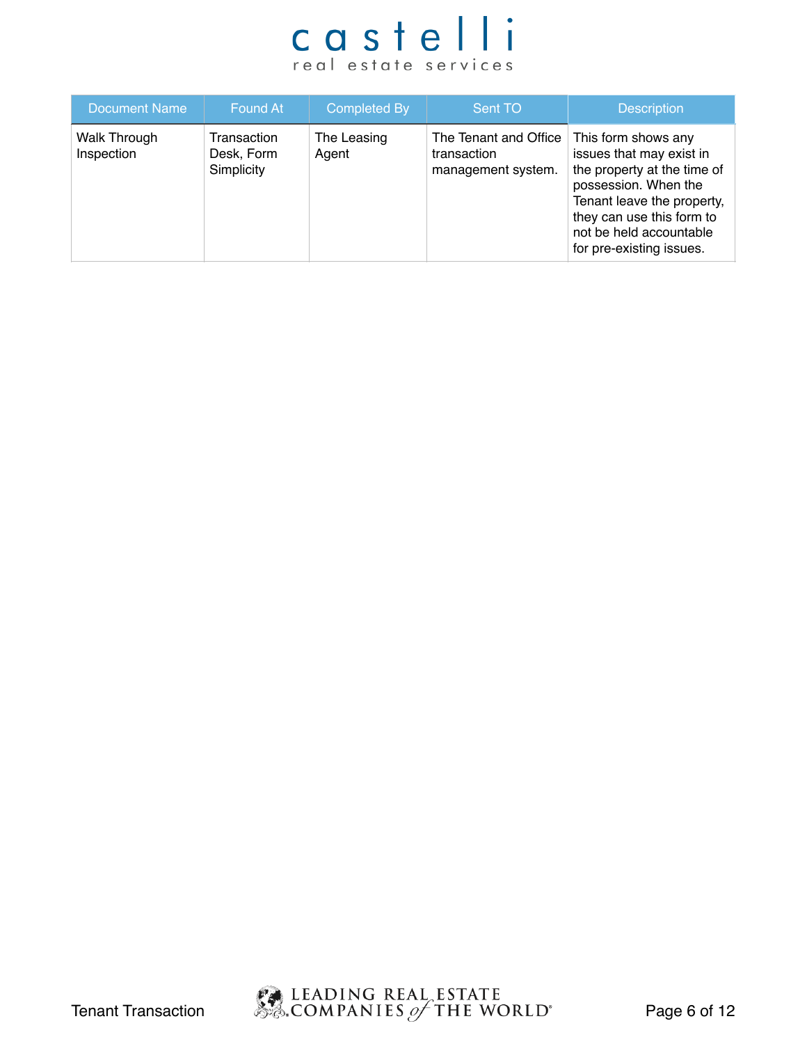| Document Name | Found At | Completed By | Sent TO | Description |
| --- | --- | --- | --- | --- |
| Walk Through Inspection | Transaction Desk, Form Simplicity | The Leasing Agent | The Tenant and Office transaction management system. | This form shows any issues that may exist in the property at the time of possession. When the Tenant leave the property, they can use this form to not be held accountable for pre-existing issues. |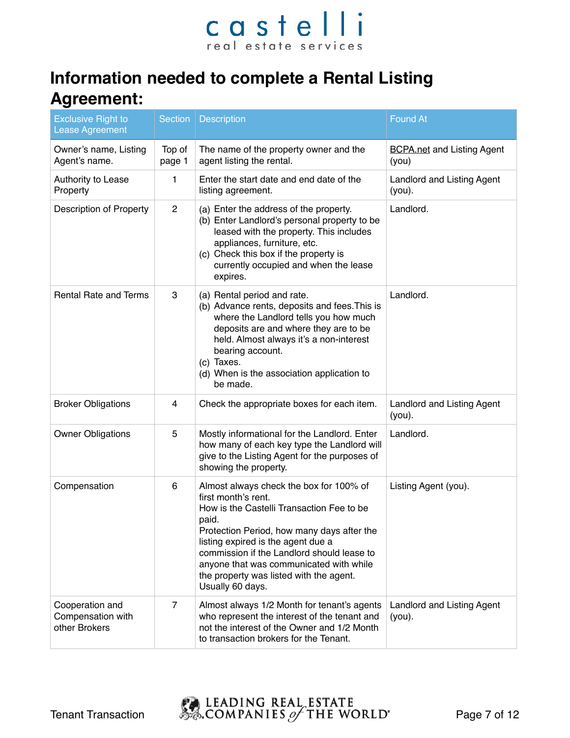# Information needed to complete a Rental Listing Agreement:

| Exclusive Right to Lease Agreement | Section | Description | Found At |
| --- | --- | --- | --- |
| Owner's name, Listing Agent's name. | Top of page 1 | The name of the property owner and the agent listing the rental. | BCPA.net and Listing Agent (you) |
| Authority to Lease Property | 1 | Enter the start date and end date of the listing agreement. | Landlord and Listing Agent (you). |
| Description of Property | 2 | (a) Enter the address of the property.<br>(b) Enter Landlord's personal property to be leased with the property. This includes appliances, furniture, etc.<br>(c) Check this box if the property is currently occupied and when the lease expires. | Landlord. |
| Rental Rate and Terms | 3 | (a) Rental period and rate.<br>(b) Advance rents, deposits and fees.This is where the Landlord tells you how much deposits are and where they are to be held. Almost always it's a non-interest bearing account.<br>(c) Taxes.<br>(d) When is the association application to be made. | Landlord. |
| Broker Obligations | 4 | Check the appropriate boxes for each item. | Landlord and Listing Agent (you). |
| Owner Obligations | 5 | Mostly informational for the Landlord. Enter how many of each key type the Landlord will give to the Listing Agent for the purposes of showing the property. | Landlord. |
| Compensation | 6 | Almost always check the box for 100% of first month's rent.<br>How is the Castelli Transaction Fee to be paid.<br>Protection Period, how many days after the listing expired is the agent due a commission if the Landlord should lease to anyone that was communicated with while the property was listed with the agent. Usually 60 days. | Listing Agent (you). |
| Cooperation and Compensation with other Brokers | 7 | Almost always 1/2 Month for tenant's agents who represent the interest of the tenant and not the interest of the Owner and 1/2 Month to transaction brokers for the Tenant. | Landlord and Listing Agent (you). |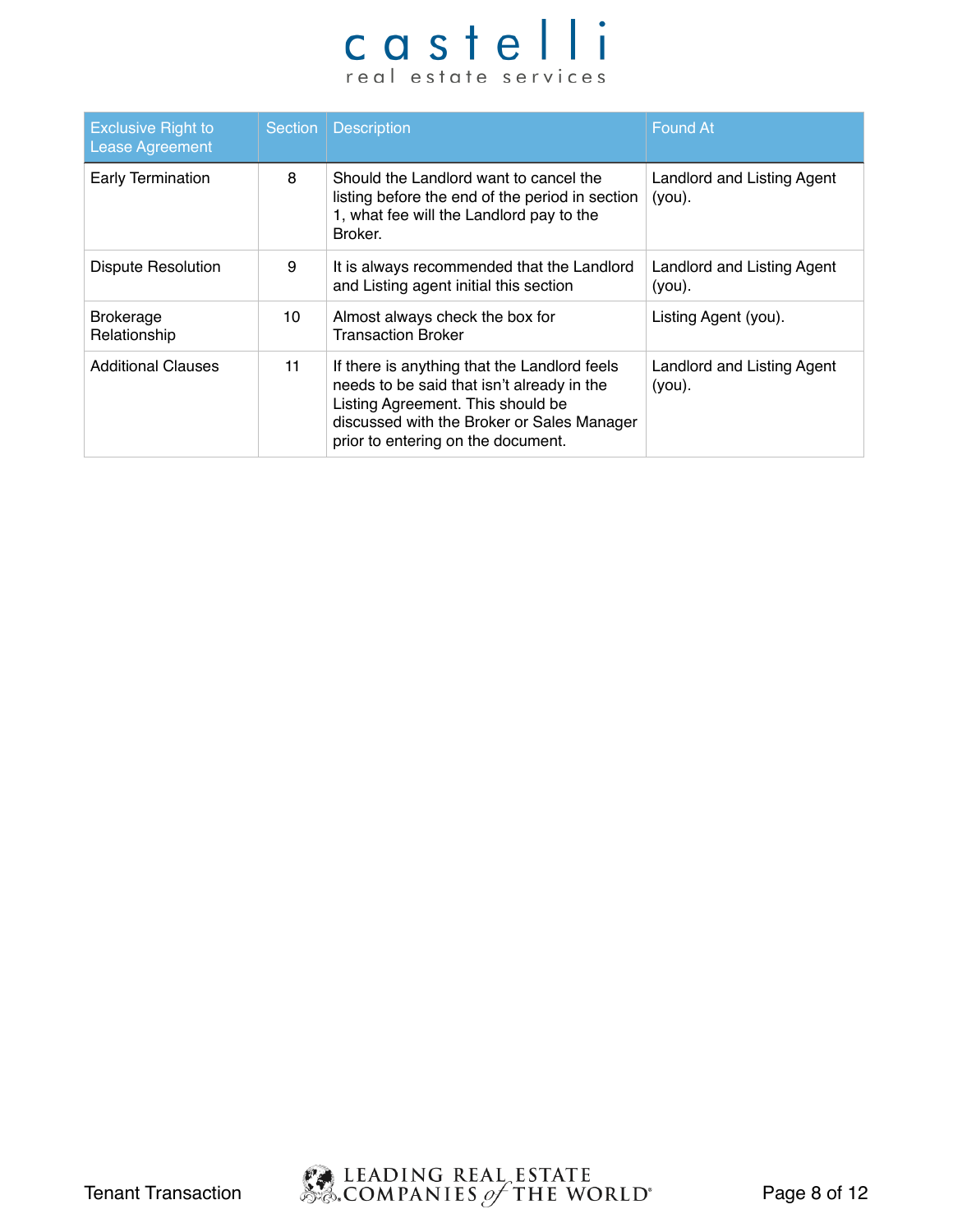| Exclusive Right to Lease Agreement | Section | Description | Found At |
|---|---|---|---|
| Early Termination | 8 | Should the Landlord want to cancel the listing before the end of the period in section 1, what fee will the Landlord pay to the Broker. | Landlord and Listing Agent (you). |
| Dispute Resolution | 9 | It is always recommended that the Landlord and Listing agent initial this section | Landlord and Listing Agent (you). |
| Brokerage Relationship | 10 | Almost always check the box for Transaction Broker | Listing Agent (you). |
| Additional Clauses | 11 | If there is anything that the Landlord feels needs to be said that isn't already in the Listing Agreement. This should be discussed with the Broker or Sales Manager prior to entering on the document. | Landlord and Listing Agent (you). |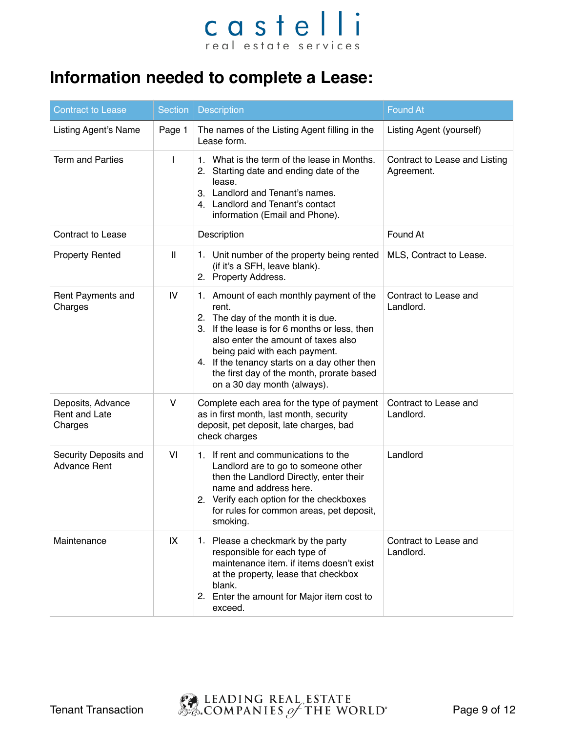# Information needed to complete a Lease:

| Contract to Lease | Section | Description | Found At |
|---|---|---|---|
| Listing Agent's Name | Page 1 | The names of the Listing Agent filling in the Lease form. | Listing Agent (yourself) |
| Term and Parties | I | 1. What is the term of the lease in Months.<br>2. Starting date and ending date of the lease.<br>3. Landlord and Tenant's names.<br>4. Landlord and Tenant's contact information (Email and Phone). | Contract to Lease and Listing Agreement. |
| Contract to Lease | | Description | Found At |
| Property Rented | II | 1. Unit number of the property being rented (if it's a SFH, leave blank).<br>2. Property Address. | MLS, Contract to Lease. |
| Rent Payments and Charges | IV | 1. Amount of each monthly payment of the rent.<br>2. The day of the month it is due.<br>3. If the lease is for 6 months or less, then also enter the amount of taxes also being paid with each payment.<br>4. If the tenancy starts on a day other then the first day of the month, prorate based on a 30 day month (always). | Contract to Lease and Landlord. |
| Deposits, Advance Rent and Late Charges | V | Complete each area for the type of payment as in first month, last month, security deposit, pet deposit, late charges, bad check charges | Contract to Lease and Landlord. |
| Security Deposits and Advance Rent | VI | 1. If rent and communications to the Landlord are to go to someone other then the Landlord Directly, enter their name and address here.<br>2. Verify each option for the checkboxes for rules for common areas, pet deposit, smoking. | Landlord |
| Maintenance | IX | 1. Please a checkmark by the party responsible for each type of maintenance item. if items doesn't exist at the property, lease that checkbox blank.<br>2. Enter the amount for Major item cost to exceed. | Contract to Lease and Landlord. |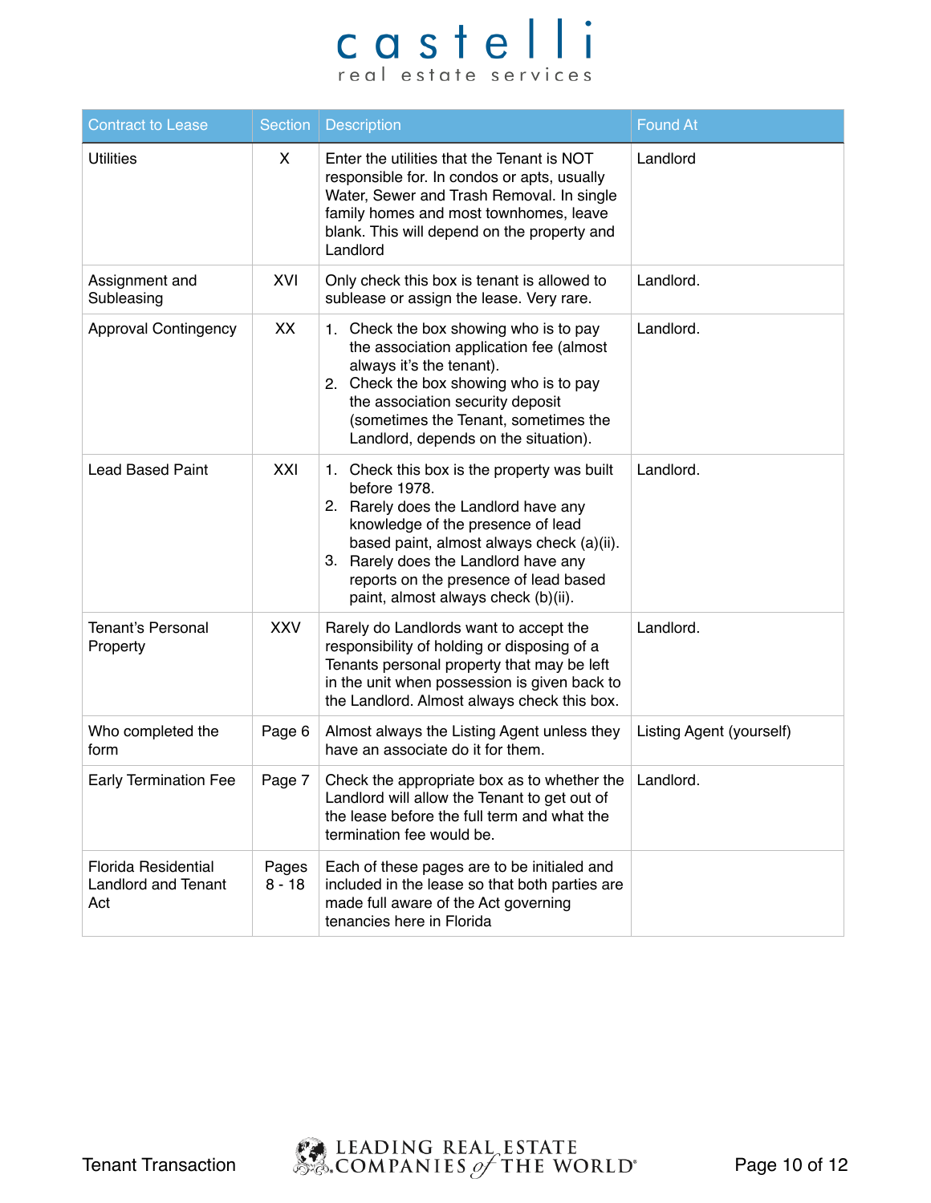| Contract to Lease | Section | Description | Found At |
|---|---|---|---|
| Utilities | X | Enter the utilities that the Tenant is NOT responsible for. In condos or apts, usually Water, Sewer and Trash Removal. In single family homes and most townhomes, leave blank. This will depend on the property and Landlord | Landlord |
| Assignment and Subleasing | XVI | Only check this box is tenant is allowed to sublease or assign the lease. Very rare. | Landlord. |
| Approval Contingency | XX | 1. Check the box showing who is to pay the association application fee (almost always it's the tenant). 2. Check the box showing who is to pay the association security deposit (sometimes the Tenant, sometimes the Landlord, depends on the situation). | Landlord. |
| Lead Based Paint | XXI | 1. Check this box is the property was built before 1978. 2. Rarely does the Landlord have any knowledge of the presence of lead based paint, almost always check (a)(ii). 3. Rarely does the Landlord have any reports on the presence of lead based paint, almost always check (b)(ii). | Landlord. |
| Tenant's Personal Property | XXV | Rarely do Landlords want to accept the responsibility of holding or disposing of a Tenants personal property that may be left in the unit when possession is given back to the Landlord. Almost always check this box. | Landlord. |
| Who completed the form | Page 6 | Almost always the Listing Agent unless they have an associate do it for them. | Listing Agent (yourself) |
| Early Termination Fee | Page 7 | Check the appropriate box as to whether the Landlord will allow the Tenant to get out of the lease before the full term and what the termination fee would be. | Landlord. |
| Florida Residential Landlord and Tenant Act | Pages 8 - 18 | Each of these pages are to be initialed and included in the lease so that both parties are made full aware of the Act governing tenancies here in Florida | |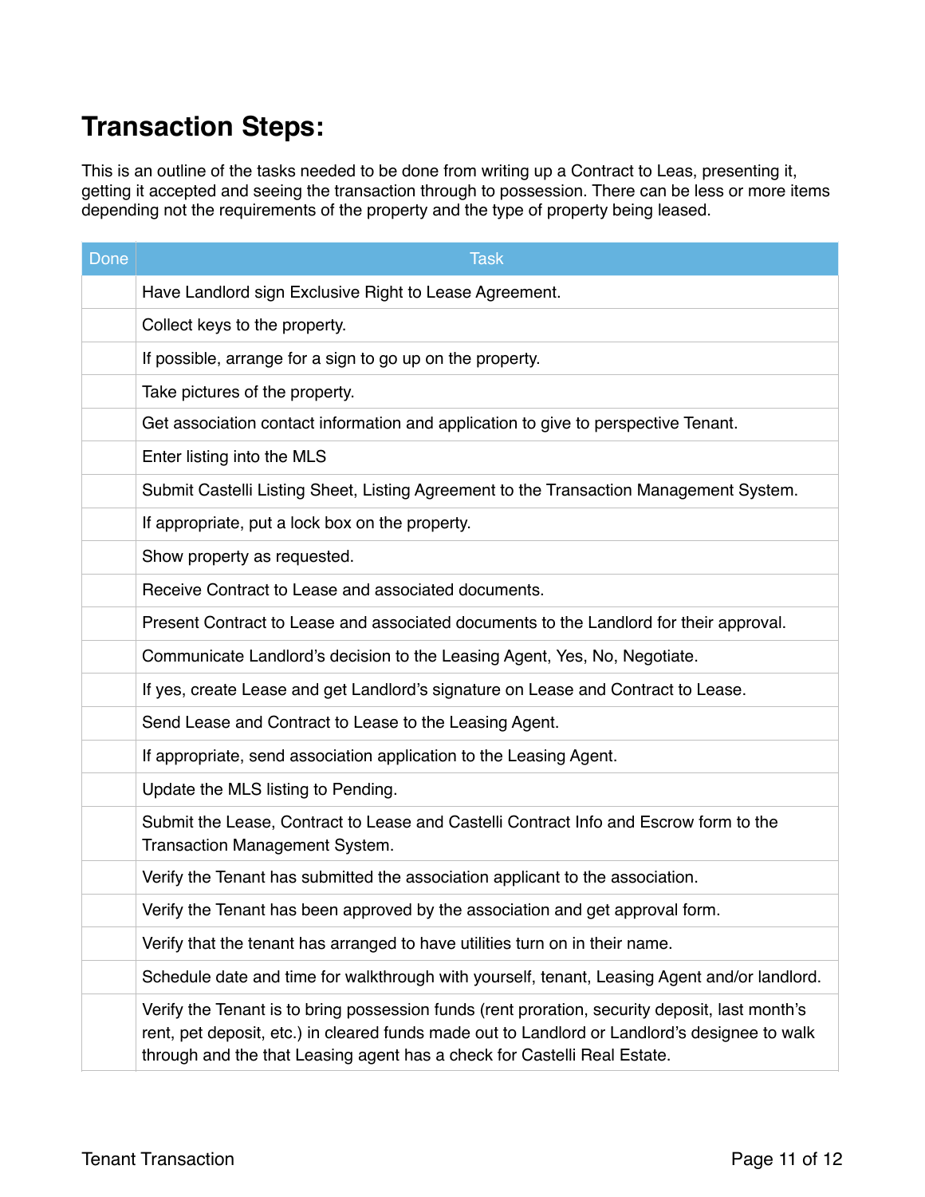# Transaction Steps:

This is an outline of the tasks needed to be done from writing up a Contract to Leas, presenting it, getting it accepted and seeing the transaction through to possession. There can be less or more items depending not the requirements of the property and the type of property being leased.

| Done | Task |
|---|---|
| | Have Landlord sign Exclusive Right to Lease Agreement. |
| | Collect keys to the property. |
| | If possible, arrange for a sign to go up on the property. |
| | Take pictures of the property. |
| | Get association contact information and application to give to perspective Tenant. |
| | Enter listing into the MLS |
| | Submit Castelli Listing Sheet, Listing Agreement to the Transaction Management System. |
| | If appropriate, put a lock box on the property. |
| | Show property as requested. |
| | Receive Contract to Lease and associated documents. |
| | Present Contract to Lease and associated documents to the Landlord for their approval. |
| | Communicate Landlord's decision to the Leasing Agent, Yes, No, Negotiate. |
| | If yes, create Lease and get Landlord's signature on Lease and Contract to Lease. |
| | Send Lease and Contract to Lease to the Leasing Agent. |
| | If appropriate, send association application to the Leasing Agent. |
| | Update the MLS listing to Pending. |
| | Submit the Lease, Contract to Lease and Castelli Contract Info and Escrow form to the Transaction Management System. |
| | Verify the Tenant has submitted the association applicant to the association. |
| | Verify the Tenant has been approved by the association and get approval form. |
| | Verify that the tenant has arranged to have utilities turn on in their name. |
| | Schedule date and time for walkthrough with yourself, tenant, Leasing Agent and/or landlord. |
| | Verify the Tenant is to bring possession funds (rent proration, security deposit, last month's rent, pet deposit, etc.) in cleared funds made out to Landlord or Landlord's designee to walk through and the that Leasing agent has a check for Castelli Real Estate. |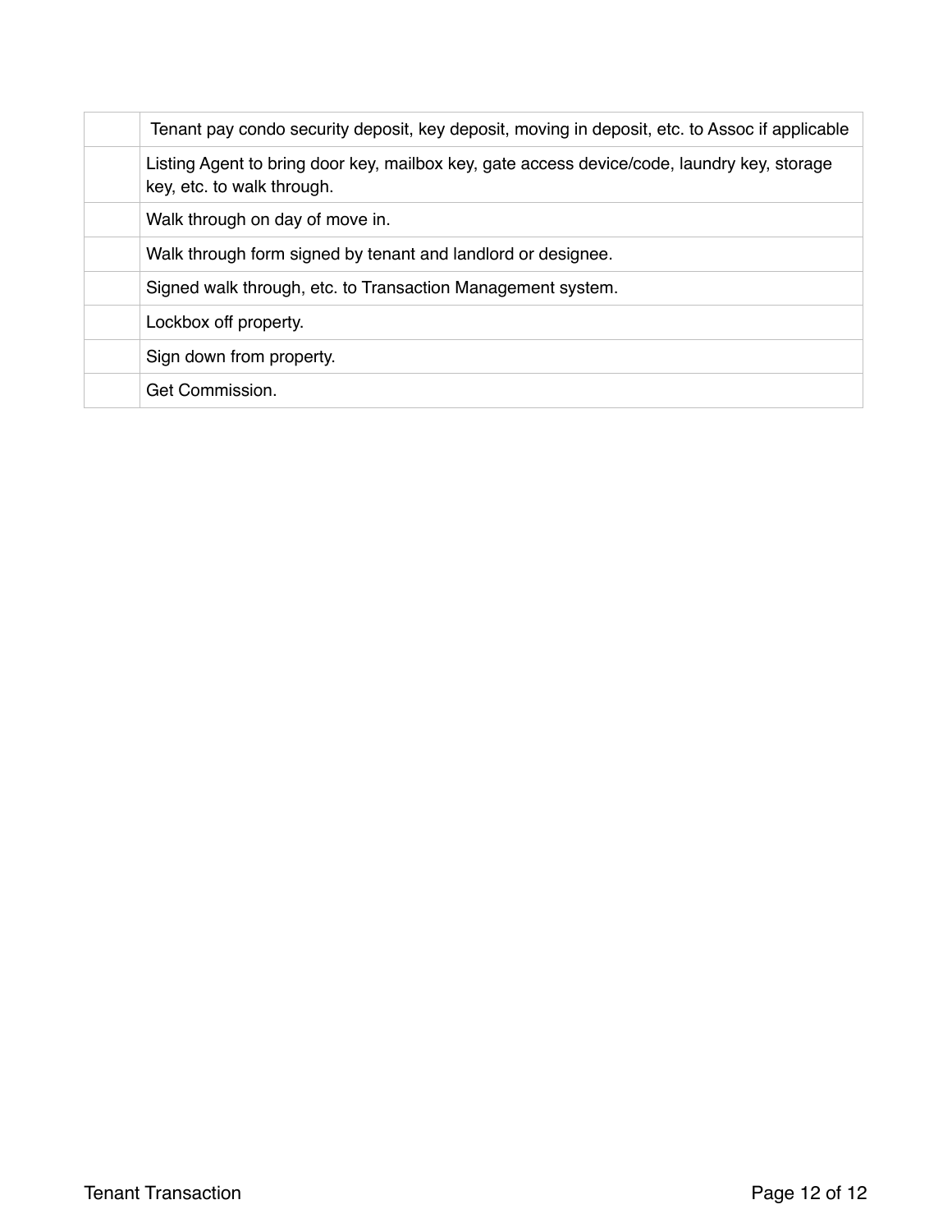| | |
|---|---|
| | Tenant pay condo security deposit, key deposit, moving in deposit, etc. to Assoc if applicable |
| | Listing Agent to bring door key, mailbox key, gate access device/code, laundry key, storage key, etc. to walk through. |
| | Walk through on day of move in. |
| | Walk through form signed by tenant and landlord or designee. |
| | Signed walk through, etc. to Transaction Management system. |
| | Lockbox off property. |
| | Sign down from property. |
| | Get Commission. |